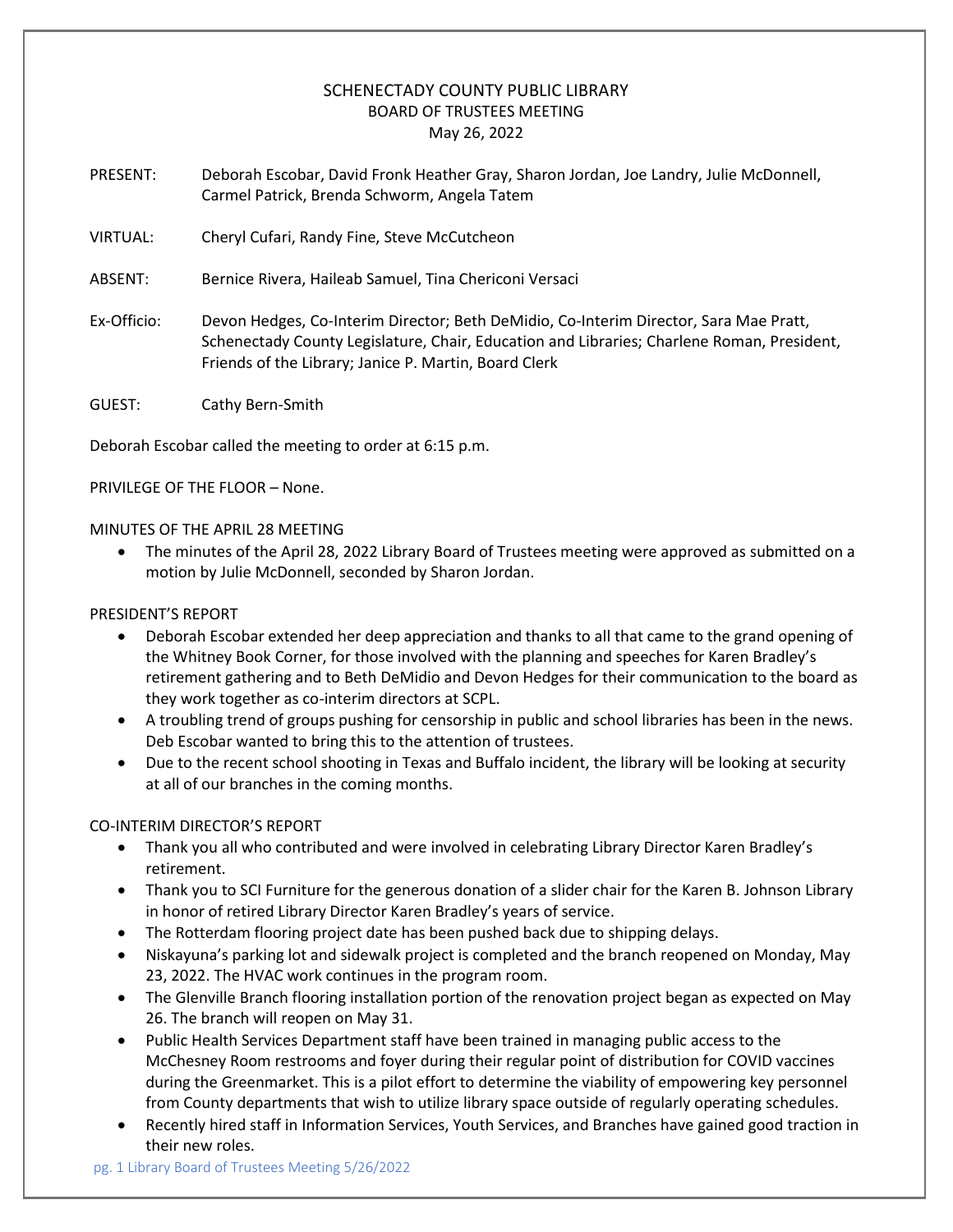# SCHENECTADY COUNTY PUBLIC LIBRARY
## BOARD OF TRUSTEES MEETING
### May 26, 2022

PRESENT: Deborah Escobar, David Fronk Heather Gray, Sharon Jordan, Joe Landry, Julie McDonnell, Carmel Patrick, Brenda Schworm, Angela Tatem

VIRTUAL: Cheryl Cufari, Randy Fine, Steve McCutcheon

ABSENT: Bernice Rivera, Haileab Samuel, Tina Chericoni Versaci

Ex-Officio: Devon Hedges, Co-Interim Director; Beth DeMidio, Co-Interim Director, Sara Mae Pratt, Schenectady County Legislature, Chair, Education and Libraries; Charlene Roman, President, Friends of the Library; Janice P. Martin, Board Clerk

GUEST: Cathy Bern-Smith

Deborah Escobar called the meeting to order at 6:15 p.m.

PRIVILEGE OF THE FLOOR – None.

MINUTES OF THE APRIL 28 MEETING

- The minutes of the April 28, 2022 Library Board of Trustees meeting were approved as submitted on a motion by Julie McDonnell, seconded by Sharon Jordan.

PRESIDENT'S REPORT

- Deborah Escobar extended her deep appreciation and thanks to all that came to the grand opening of the Whitney Book Corner, for those involved with the planning and speeches for Karen Bradley's retirement gathering and to Beth DeMidio and Devon Hedges for their communication to the board as they work together as co-interim directors at SCPL.
- A troubling trend of groups pushing for censorship in public and school libraries has been in the news. Deb Escobar wanted to bring this to the attention of trustees.
- Due to the recent school shooting in Texas and Buffalo incident, the library will be looking at security at all of our branches in the coming months.

CO-INTERIM DIRECTOR'S REPORT

- Thank you all who contributed and were involved in celebrating Library Director Karen Bradley's retirement.
- Thank you to SCI Furniture for the generous donation of a slider chair for the Karen B. Johnson Library in honor of retired Library Director Karen Bradley's years of service.
- The Rotterdam flooring project date has been pushed back due to shipping delays.
- Niskayuna's parking lot and sidewalk project is completed and the branch reopened on Monday, May 23, 2022. The HVAC work continues in the program room.
- The Glenville Branch flooring installation portion of the renovation project began as expected on May 26. The branch will reopen on May 31.
- Public Health Services Department staff have been trained in managing public access to the McChesney Room restrooms and foyer during their regular point of distribution for COVID vaccines during the Greenmarket. This is a pilot effort to determine the viability of empowering key personnel from County departments that wish to utilize library space outside of regularly operating schedules.
- Recently hired staff in Information Services, Youth Services, and Branches have gained good traction in their new roles.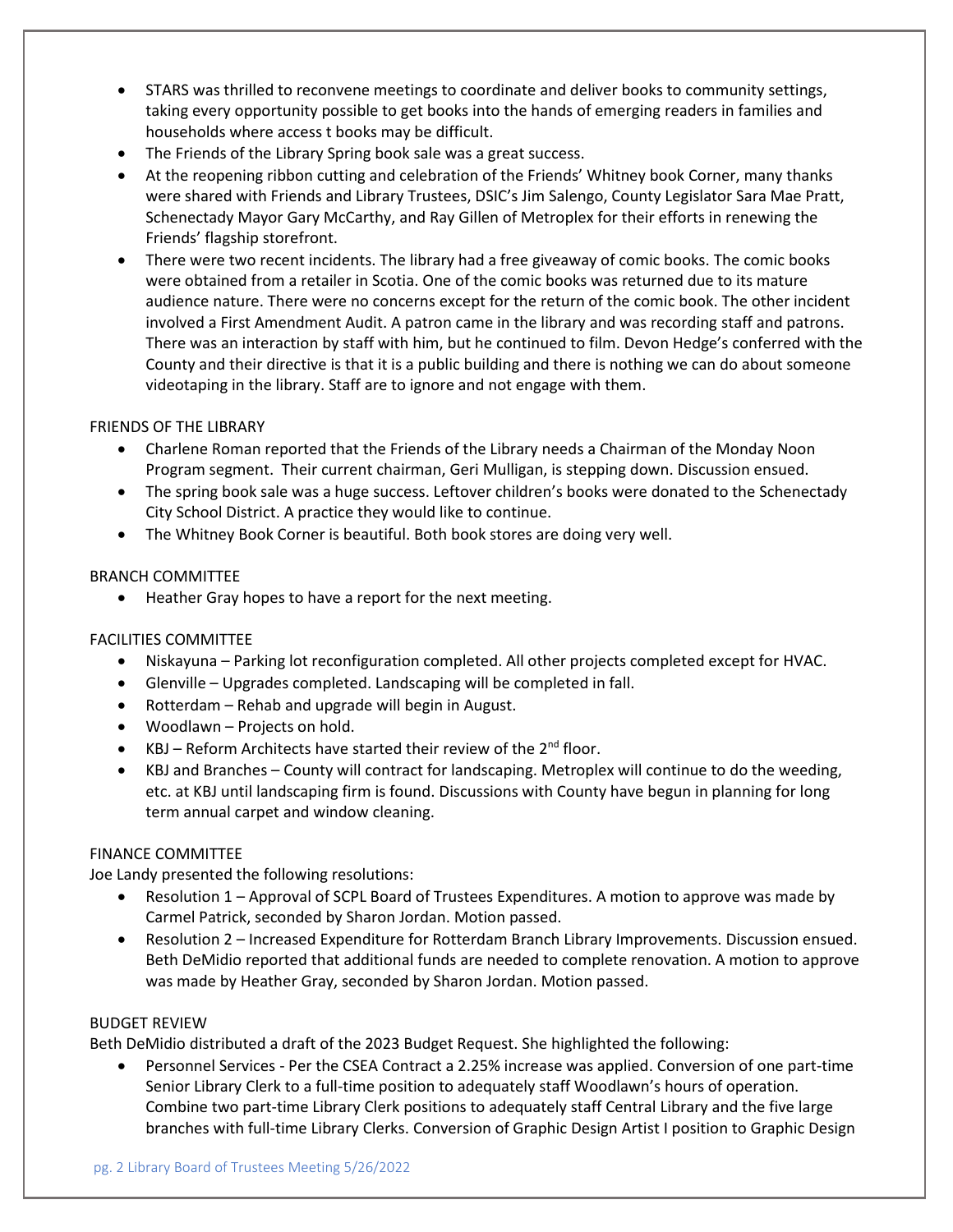- STARS was thrilled to reconvene meetings to coordinate and deliver books to community settings, taking every opportunity possible to get books into the hands of emerging readers in families and households where access t books may be difficult.
- The Friends of the Library Spring book sale was a great success.
- At the reopening ribbon cutting and celebration of the Friends' Whitney book Corner, many thanks were shared with Friends and Library Trustees, DSIC's Jim Salengo, County Legislator Sara Mae Pratt, Schenectady Mayor Gary McCarthy, and Ray Gillen of Metroplex for their efforts in renewing the Friends' flagship storefront.
- There were two recent incidents. The library had a free giveaway of comic books. The comic books were obtained from a retailer in Scotia. One of the comic books was returned due to its mature audience nature. There were no concerns except for the return of the comic book. The other incident involved a First Amendment Audit. A patron came in the library and was recording staff and patrons. There was an interaction by staff with him, but he continued to film. Devon Hedge's conferred with the County and their directive is that it is a public building and there is nothing we can do about someone videotaping in the library. Staff are to ignore and not engage with them.

FRIENDS OF THE LIBRARY

- Charlene Roman reported that the Friends of the Library needs a Chairman of the Monday Noon Program segment. Their current chairman, Geri Mulligan, is stepping down. Discussion ensued.
- The spring book sale was a huge success. Leftover children's books were donated to the Schenectady City School District. A practice they would like to continue.
- The Whitney Book Corner is beautiful. Both book stores are doing very well.

BRANCH COMMITTEE

- Heather Gray hopes to have a report for the next meeting.

FACILITIES COMMITTEE

- Niskayuna – Parking lot reconfiguration completed. All other projects completed except for HVAC.
- Glenville – Upgrades completed. Landscaping will be completed in fall.
- Rotterdam – Rehab and upgrade will begin in August.
- Woodlawn – Projects on hold.
- KBJ – Reform Architects have started their review of the 2nd floor.
- KBJ and Branches – County will contract for landscaping. Metroplex will continue to do the weeding, etc. at KBJ until landscaping firm is found. Discussions with County have begun in planning for long term annual carpet and window cleaning.

FINANCE COMMITTEE

Joe Landy presented the following resolutions:

- Resolution 1 – Approval of SCPL Board of Trustees Expenditures. A motion to approve was made by Carmel Patrick, seconded by Sharon Jordan. Motion passed.
- Resolution 2 – Increased Expenditure for Rotterdam Branch Library Improvements. Discussion ensued. Beth DeMidio reported that additional funds are needed to complete renovation. A motion to approve was made by Heather Gray, seconded by Sharon Jordan. Motion passed.

BUDGET REVIEW

Beth DeMidio distributed a draft of the 2023 Budget Request. She highlighted the following:

- Personnel Services - Per the CSEA Contract a 2.25% increase was applied. Conversion of one part-time Senior Library Clerk to a full-time position to adequately staff Woodlawn's hours of operation. Combine two part-time Library Clerk positions to adequately staff Central Library and the five large branches with full-time Library Clerks. Conversion of Graphic Design Artist I position to Graphic Design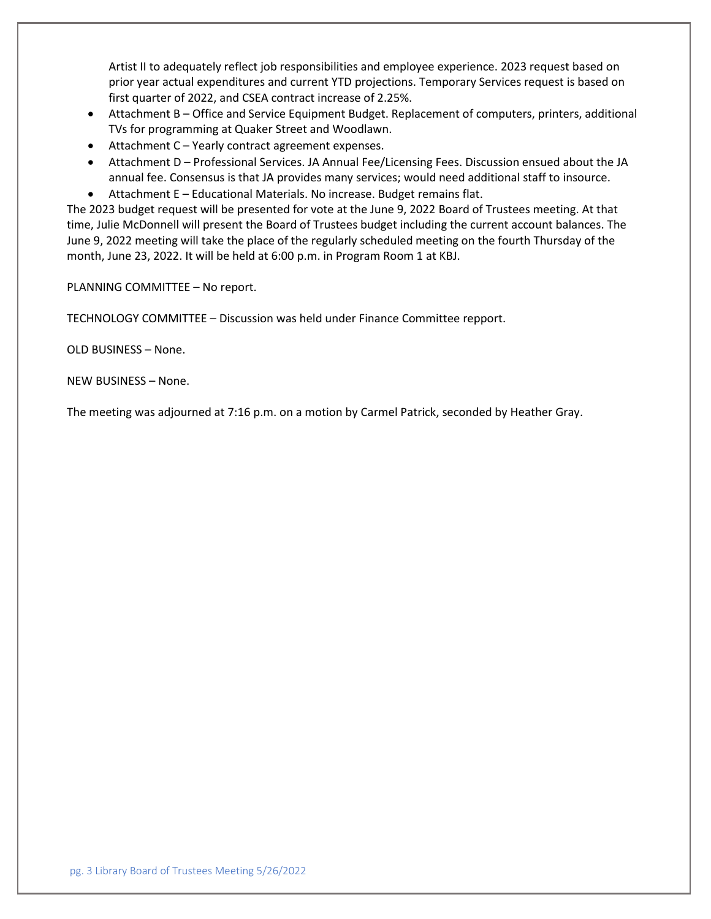Artist II to adequately reflect job responsibilities and employee experience. 2023 request based on prior year actual expenditures and current YTD projections. Temporary Services request is based on first quarter of 2022, and CSEA contract increase of 2.25%.

- Attachment B – Office and Service Equipment Budget. Replacement of computers, printers, additional TVs for programming at Quaker Street and Woodlawn.
- Attachment C – Yearly contract agreement expenses.
- Attachment D – Professional Services. JA Annual Fee/Licensing Fees. Discussion ensued about the JA annual fee. Consensus is that JA provides many services; would need additional staff to insource.
- Attachment E – Educational Materials. No increase. Budget remains flat.

The 2023 budget request will be presented for vote at the June 9, 2022 Board of Trustees meeting. At that time, Julie McDonnell will present the Board of Trustees budget including the current account balances. The June 9, 2022 meeting will take the place of the regularly scheduled meeting on the fourth Thursday of the month, June 23, 2022. It will be held at 6:00 p.m. in Program Room 1 at KBJ.

PLANNING COMMITTEE – No report.

TECHNOLOGY COMMITTEE – Discussion was held under Finance Committee repport.

OLD BUSINESS – None.

NEW BUSINESS – None.

The meeting was adjourned at 7:16 p.m. on a motion by Carmel Patrick, seconded by Heather Gray.